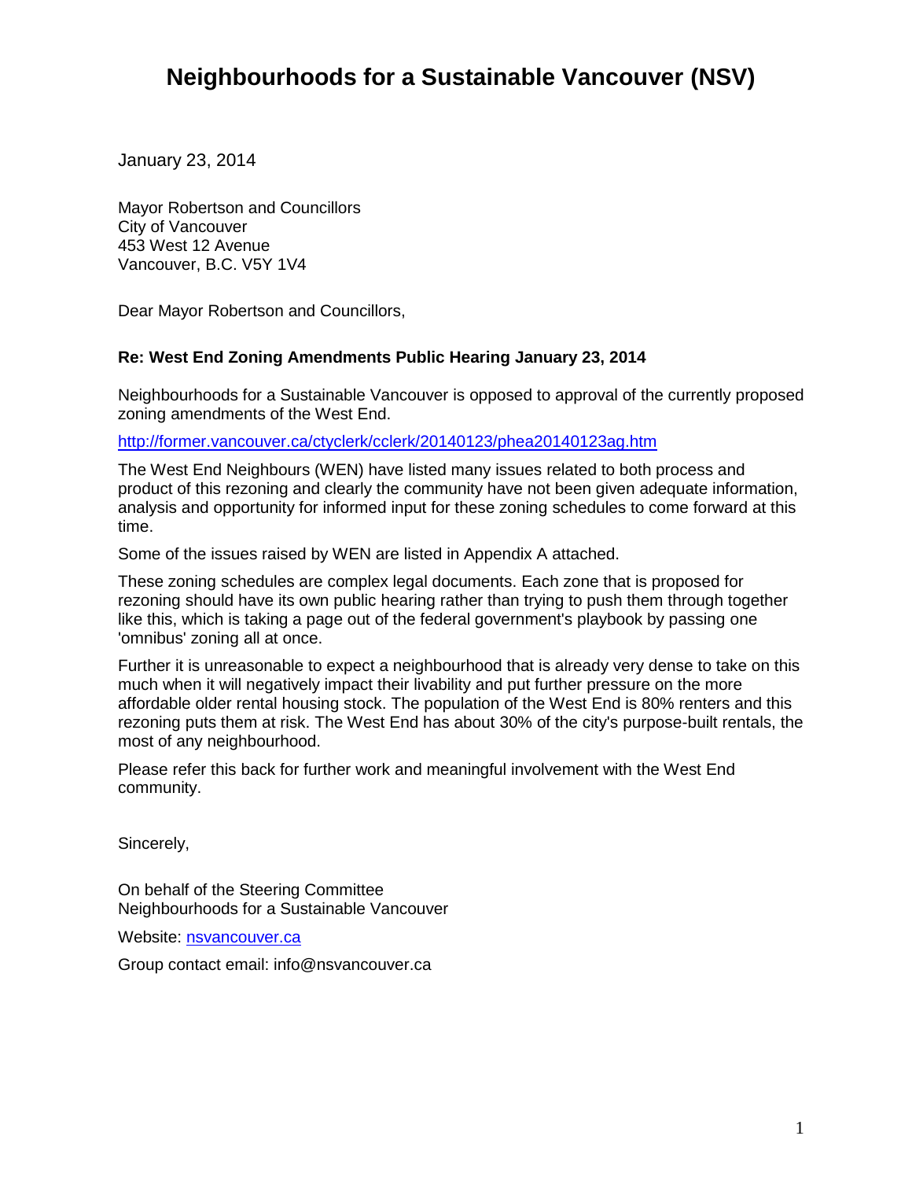# Neighbourhoods for a Sustainable Vancouver (NSV)

January 23, 2014

Mayor Robertson and Councillors
City of Vancouver
453 West 12 Avenue
Vancouver, B.C. V5Y 1V4

Dear Mayor Robertson and Councillors,

**Re: West End Zoning Amendments Public Hearing January 23, 2014**

Neighbourhoods for a Sustainable Vancouver is opposed to approval of the currently proposed zoning amendments of the West End.

http://former.vancouver.ca/ctyclerk/cclerk/20140123/phea20140123ag.htm

The West End Neighbours (WEN) have listed many issues related to both process and product of this rezoning and clearly the community have not been given adequate information, analysis and opportunity for informed input for these zoning schedules to come forward at this time.

Some of the issues raised by WEN are listed in Appendix A attached.

These zoning schedules are complex legal documents. Each zone that is proposed for rezoning should have its own public hearing rather than trying to push them through together like this, which is taking a page out of the federal government's playbook by passing one 'omnibus' zoning all at once.

Further it is unreasonable to expect a neighbourhood that is already very dense to take on this much when it will negatively impact their livability and put further pressure on the more affordable older rental housing stock. The population of the West End is 80% renters and this rezoning puts them at risk. The West End has about 30% of the city's purpose-built rentals, the most of any neighbourhood.

Please refer this back for further work and meaningful involvement with the West End community.

Sincerely,

On behalf of the Steering Committee
Neighbourhoods for a Sustainable Vancouver

Website: nsvancouver.ca

Group contact email: info@nsvancouver.ca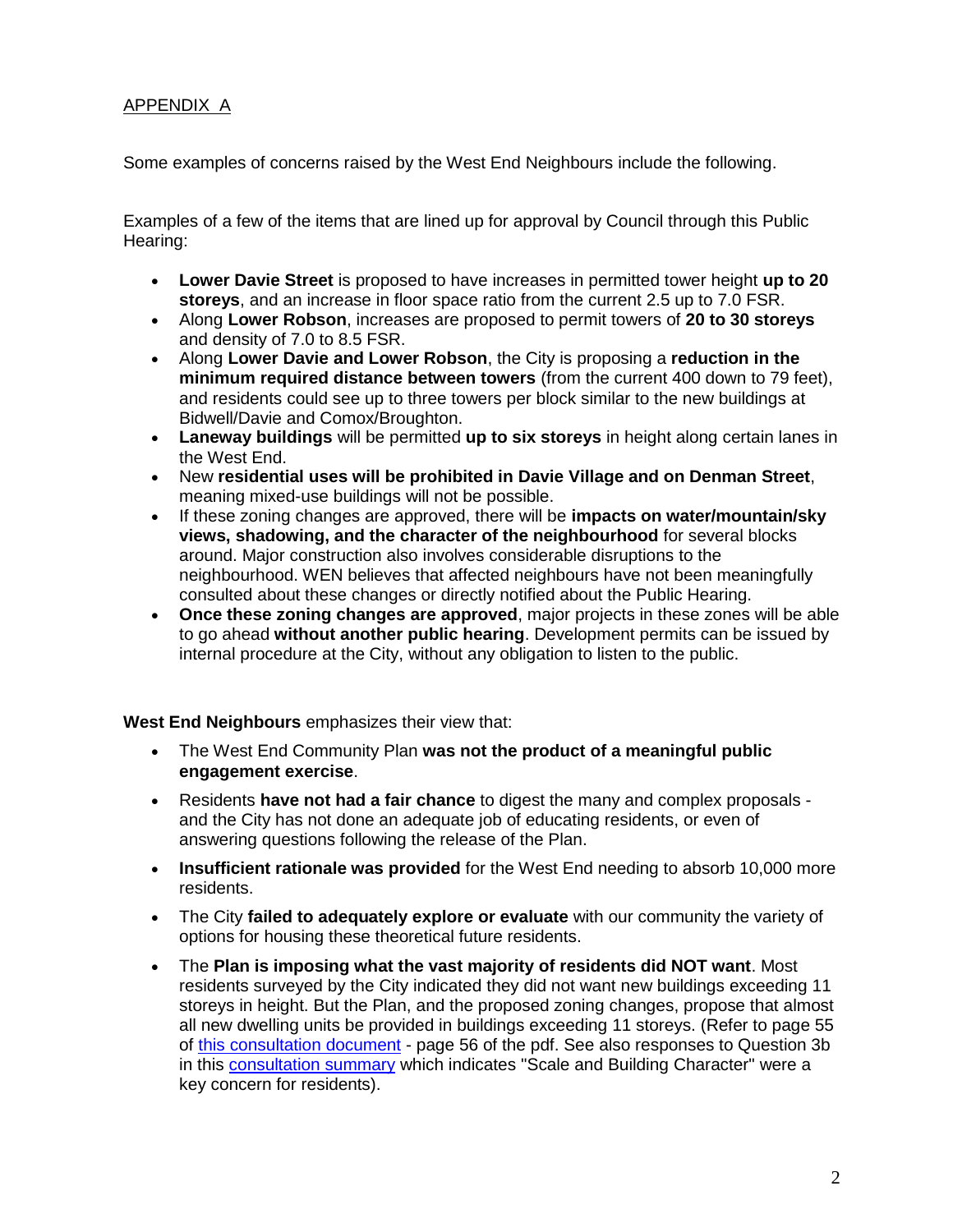APPENDIX A

Some examples of concerns raised by the West End Neighbours include the following.

Examples of a few of the items that are lined up for approval by Council through this Public Hearing:

- **Lower Davie Street** is proposed to have increases in permitted tower height **up to 20 storeys**, and an increase in floor space ratio from the current 2.5 up to 7.0 FSR.
- Along **Lower Robson**, increases are proposed to permit towers of **20 to 30 storeys** and density of 7.0 to 8.5 FSR.
- Along **Lower Davie and Lower Robson**, the City is proposing a **reduction in the minimum required distance between towers** (from the current 400 down to 79 feet), and residents could see up to three towers per block similar to the new buildings at Bidwell/Davie and Comox/Broughton.
- **Laneway buildings** will be permitted **up to six storeys** in height along certain lanes in the West End.
- New **residential uses will be prohibited in Davie Village and on Denman Street**, meaning mixed-use buildings will not be possible.
- If these zoning changes are approved, there will be **impacts on water/mountain/sky views, shadowing, and the character of the neighbourhood** for several blocks around. Major construction also involves considerable disruptions to the neighbourhood. WEN believes that affected neighbours have not been meaningfully consulted about these changes or directly notified about the Public Hearing.
- **Once these zoning changes are approved**, major projects in these zones will be able to go ahead **without another public hearing**. Development permits can be issued by internal procedure at the City, without any obligation to listen to the public.

**West End Neighbours** emphasizes their view that:

- The West End Community Plan **was not the product of a meaningful public engagement exercise**.
- Residents **have not had a fair chance** to digest the many and complex proposals - and the City has not done an adequate job of educating residents, or even of answering questions following the release of the Plan.
- **Insufficient rationale was provided** for the West End needing to absorb 10,000 more residents.
- The City **failed to adequately explore or evaluate** with our community the variety of options for housing these theoretical future residents.
- The **Plan is imposing what the vast majority of residents did NOT want**. Most residents surveyed by the City indicated they did not want new buildings exceeding 11 storeys in height. But the Plan, and the proposed zoning changes, propose that almost all new dwelling units be provided in buildings exceeding 11 storeys. (Refer to page 55 of this consultation document - page 56 of the pdf. See also responses to Question 3b in this consultation summary which indicates "Scale and Building Character" were a key concern for residents).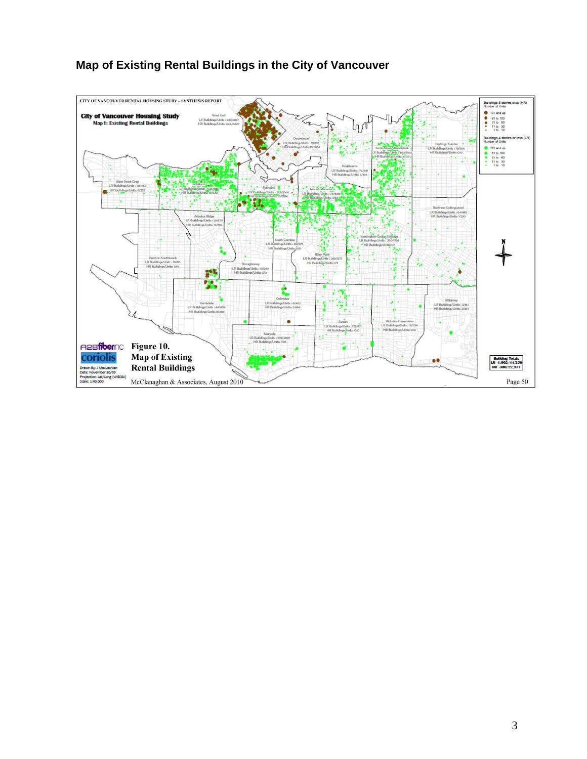# Map of Existing Rental Buildings in the City of Vancouver

CITY OF VANCOUVER RENTAL HOUSING STUDY – SYNTHESIS REPORT

**City of Vancouver Housing Study**
**Map 1: Existing Rental Buildings**

Buildings 5 stories plus (HR)
Number of Units
101 and up
61 to 100
31 to 60
11 to 30
1 to 10

Buildings 4 stories or less (LR)
Number of Units
101 and up
61 to 100
31 to 60
11 to 30
1 to 10

Building Totals
LR 4,602/44,359
HR 300/22,571

**Figure 10.**
**Map of Existing Rental Buildings**

Drawn By: J MacLachlan
Date: November 30/09
Projection: Lat/Long (WGS84)
Scale: 1:40,000

McClanaghan & Associates, August 2010

Page 50